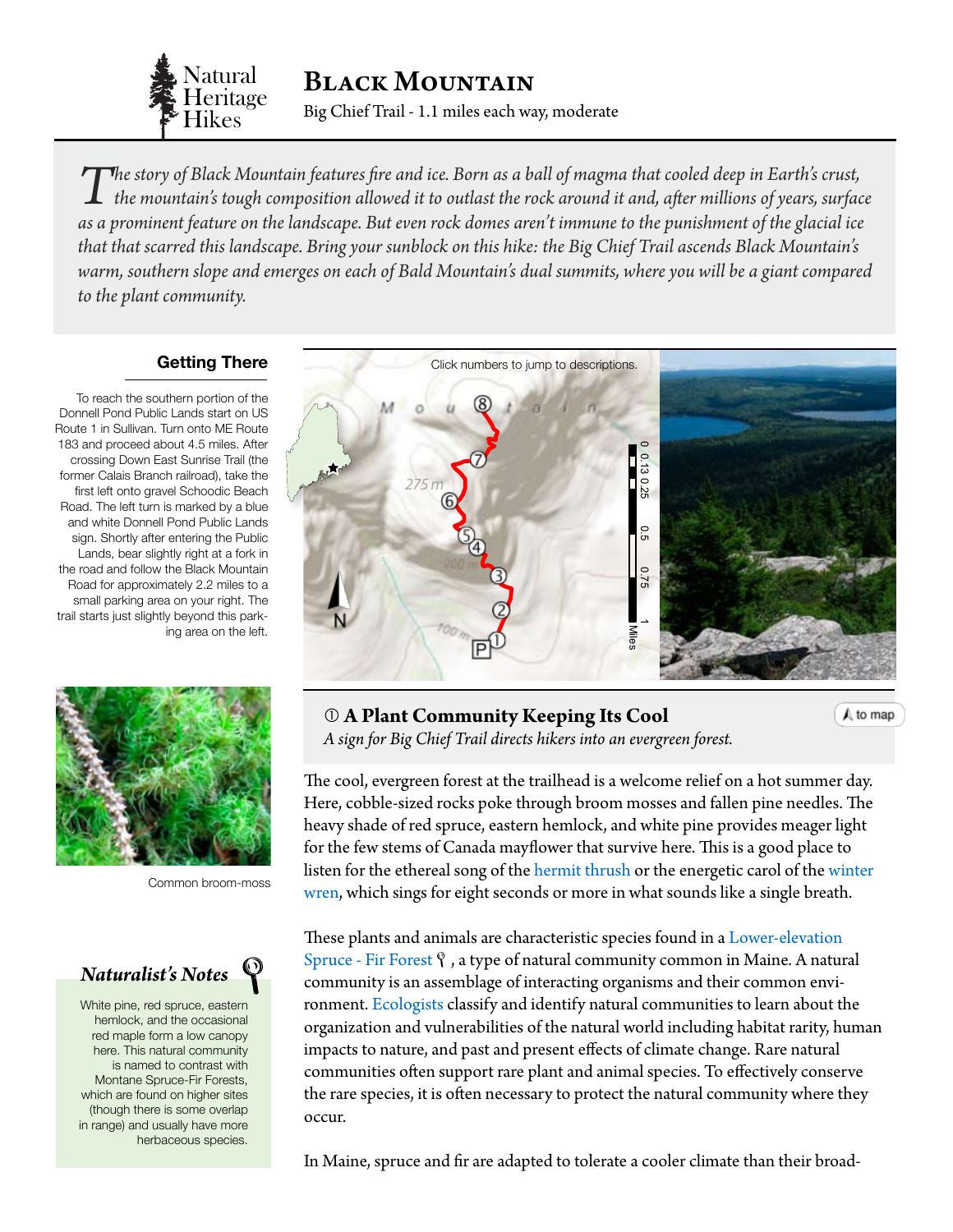# Black Mountain

Big Chief Trail - 1.1 miles each way, moderate

*The story of Black Mountain features fire and ice. Born as a ball of magma that cooled deep in Earth's crust, the mountain's tough composition allowed it to outlast the rock around it and, after millions of years, surface as a prominent feature on the landscape. But even rock domes aren't immune to the punishment of the glacial ice that that scarred this landscape. Bring your sunblock on this hike: the Big Chief Trail ascends Black Mountain's warm, southern slope and emerges on each of Bald Mountain's dual summits, where you will be a giant compared to the plant community.*

## Getting There

To reach the southern portion of the Donnell Pond Public Lands start on US Route 1 in Sullivan. Turn onto ME Route 183 and proceed about 4.5 miles. After crossing Down East Sunrise Trail (the former Calais Branch railroad), take the first left onto gravel Schoodic Beach Road. The left turn is marked by a blue and white Donnell Pond Public Lands sign. Shortly after entering the Public Lands, bear slightly right at a fork in the road and follow the Black Mountain Road for approximately 2.2 miles to a small parking area on your right. The trail starts just slightly beyond this parking area on the left.

Click numbers to jump to descriptions.

Common broom-moss

### Naturalist's Notes

White pine, red spruce, eastern hemlock, and the occasional red maple form a low canopy here. This natural community is named to contrast with Montane Spruce-Fir Forests, which are found on higher sites (though there is some overlap in range) and usually have more herbaceous species.

## ① A Plant Community Keeping Its Cool

*A sign for Big Chief Trail directs hikers into an evergreen forest.*

The cool, evergreen forest at the trailhead is a welcome relief on a hot summer day. Here, cobble-sized rocks poke through broom mosses and fallen pine needles. The heavy shade of red spruce, eastern hemlock, and white pine provides meager light for the few stems of Canada mayflower that survive here. This is a good place to listen for the ethereal song of the hermit thrush or the energetic carol of the winter wren, which sings for eight seconds or more in what sounds like a single breath.

These plants and animals are characteristic species found in a Lower-elevation Spruce - Fir Forest, a type of natural community common in Maine. A natural community is an assemblage of interacting organisms and their common environment. Ecologists classify and identify natural communities to learn about the organization and vulnerabilities of the natural world including habitat rarity, human impacts to nature, and past and present effects of climate change. Rare natural communities often support rare plant and animal species. To effectively conserve the rare species, it is often necessary to protect the natural community where they occur.

In Maine, spruce and fir are adapted to tolerate a cooler climate than their broad-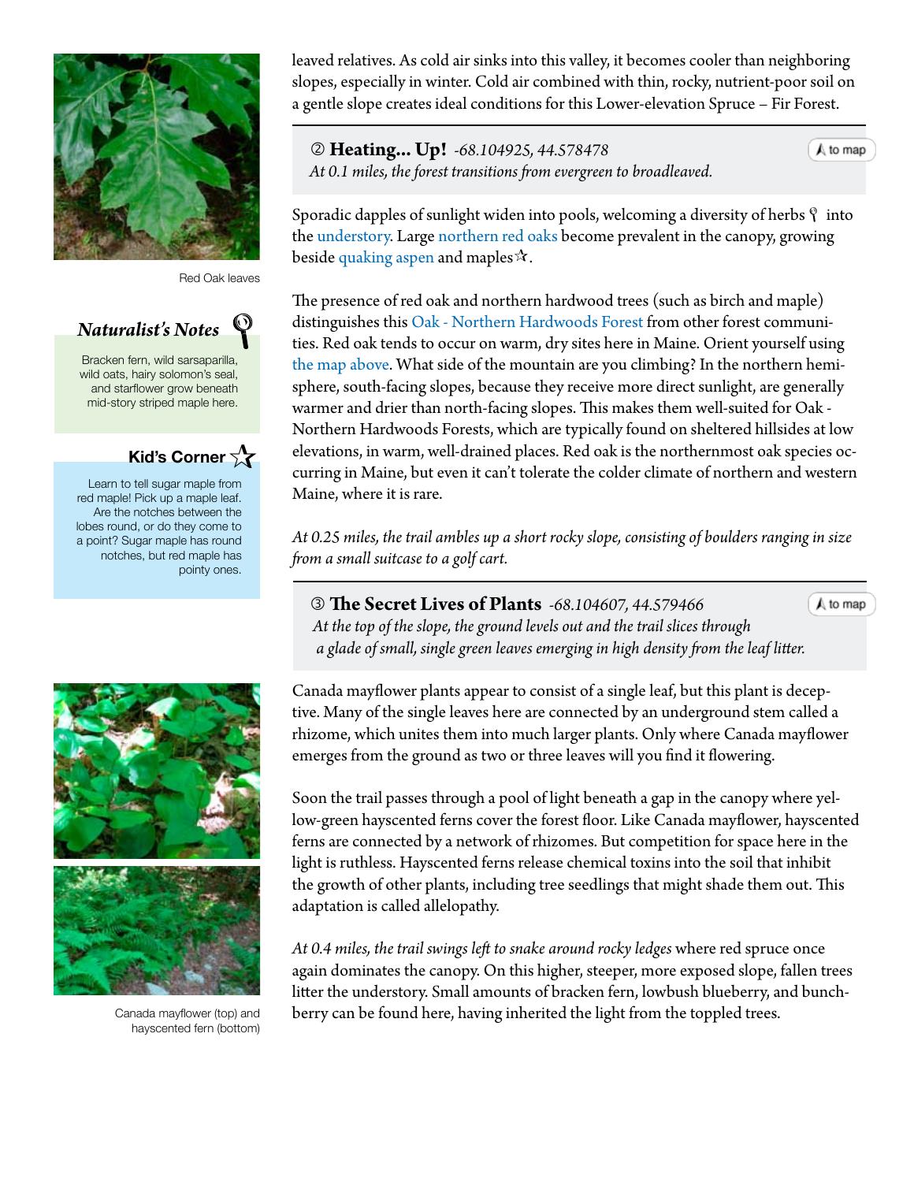leaved relatives. As cold air sinks into this valley, it becomes cooler than neighboring slopes, especially in winter. Cold air combined with thin, rocky, nutrient-poor soil on a gentle slope creates ideal conditions for this Lower-elevation Spruce – Fir Forest.

## ② Heating... Up! *-68.104925, 44.578478*

*At 0.1 miles, the forest transitions from evergreen to broadleaved.*

to map

Sporadic dapples of sunlight widen into pools, welcoming a diversity of herbs into the understory. Large northern red oaks become prevalent in the canopy, growing beside quaking aspen and maples.

The presence of red oak and northern hardwood trees (such as birch and maple) distinguishes this Oak - Northern Hardwoods Forest from other forest communities. Red oak tends to occur on warm, dry sites here in Maine. Orient yourself using the map above. What side of the mountain are you climbing? In the northern hemisphere, south-facing slopes, because they receive more direct sunlight, are generally warmer and drier than north-facing slopes. This makes them well-suited for Oak - Northern Hardwoods Forests, which are typically found on sheltered hillsides at low elevations, in warm, well-drained places. Red oak is the northernmost oak species occurring in Maine, but even it can't tolerate the colder climate of northern and western Maine, where it is rare.

*At 0.25 miles, the trail ambles up a short rocky slope, consisting of boulders ranging in size from a small suitcase to a golf cart.*

Red Oak leaves

### *Naturalist's Notes*

Bracken fern, wild sarsaparilla, wild oats, hairy solomon's seal, and starflower grow beneath mid-story striped maple here.

### Kid's Corner

Learn to tell sugar maple from red maple! Pick up a maple leaf. Are the notches between the lobes round, or do they come to a point? Sugar maple has round notches, but red maple has pointy ones.

## ③ The Secret Lives of Plants *-68.104607, 44.579466*

*At the top of the slope, the ground levels out and the trail slices through a glade of small, single green leaves emerging in high density from the leaf litter.*

to map

Canada mayflower plants appear to consist of a single leaf, but this plant is deceptive. Many of the single leaves here are connected by an underground stem called a rhizome, which unites them into much larger plants. Only where Canada mayflower emerges from the ground as two or three leaves will you find it flowering.

Soon the trail passes through a pool of light beneath a gap in the canopy where yellow-green hayscented ferns cover the forest floor. Like Canada mayflower, hayscented ferns are connected by a network of rhizomes. But competition for space here in the light is ruthless. Hayscented ferns release chemical toxins into the soil that inhibit the growth of other plants, including tree seedlings that might shade them out. This adaptation is called allelopathy.

*At 0.4 miles, the trail swings left to snake around rocky ledges* where red spruce once again dominates the canopy. On this higher, steeper, more exposed slope, fallen trees litter the understory. Small amounts of bracken fern, lowbush blueberry, and bunchberry can be found here, having inherited the light from the toppled trees.

Canada mayflower (top) and hayscented fern (bottom)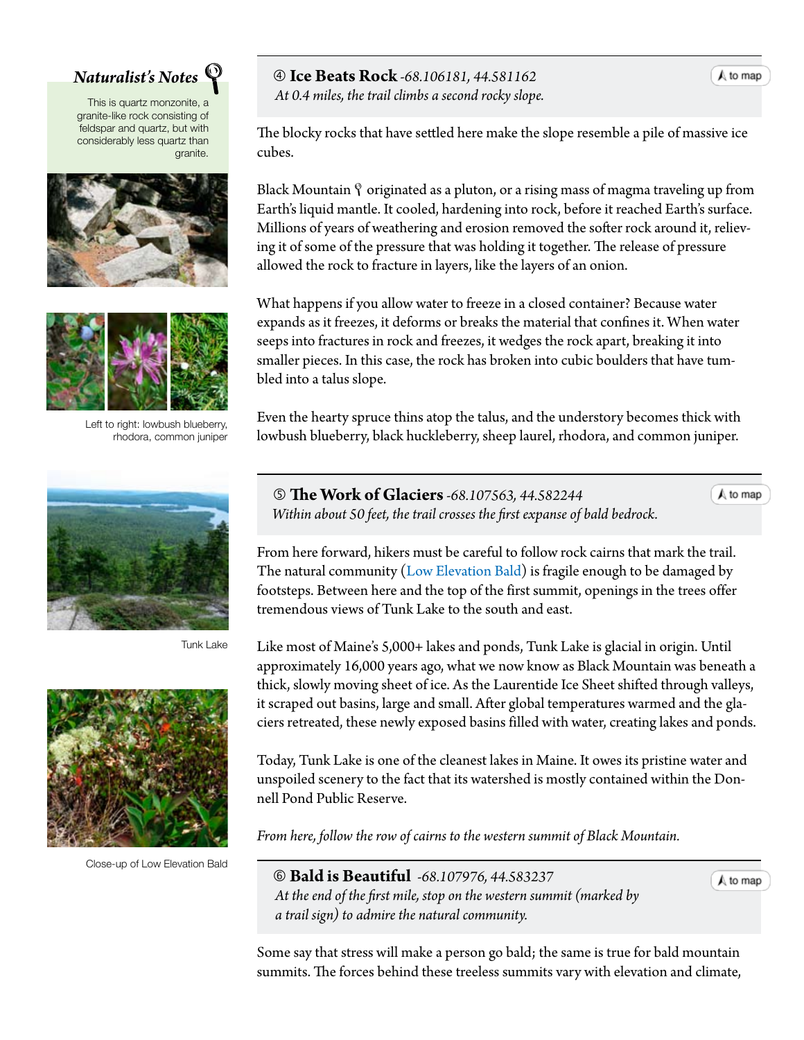## ④ Ice Beats Rock *-68.106181, 44.581162*

*At 0.4 miles, the trail climbs a second rocky slope.*

The blocky rocks that have settled here make the slope resemble a pile of massive ice cubes.

Black Mountain originated as a pluton, or a rising mass of magma traveling up from Earth's liquid mantle. It cooled, hardening into rock, before it reached Earth's surface. Millions of years of weathering and erosion removed the softer rock around it, relieving it of some of the pressure that was holding it together. The release of pressure allowed the rock to fracture in layers, like the layers of an onion.

What happens if you allow water to freeze in a closed container? Because water expands as it freezes, it deforms or breaks the material that confines it. When water seeps into fractures in rock and freezes, it wedges the rock apart, breaking it into smaller pieces. In this case, the rock has broken into cubic boulders that have tumbled into a talus slope.

Even the hearty spruce thins atop the talus, and the understory becomes thick with lowbush blueberry, black huckleberry, sheep laurel, rhodora, and common juniper.

***Naturalist's Notes***

This is quartz monzonite, a granite-like rock consisting of feldspar and quartz, but with considerably less quartz than granite.

Left to right: lowbush blueberry, rhodora, common juniper

## ⑤ The Work of Glaciers *-68.107563, 44.582244*

*Within about 50 feet, the trail crosses the first expanse of bald bedrock.*

From here forward, hikers must be careful to follow rock cairns that mark the trail. The natural community (Low Elevation Bald) is fragile enough to be damaged by footsteps. Between here and the top of the first summit, openings in the trees offer tremendous views of Tunk Lake to the south and east.

Like most of Maine's 5,000+ lakes and ponds, Tunk Lake is glacial in origin. Until approximately 16,000 years ago, what we now know as Black Mountain was beneath a thick, slowly moving sheet of ice. As the Laurentide Ice Sheet shifted through valleys, it scraped out basins, large and small. After global temperatures warmed and the glaciers retreated, these newly exposed basins filled with water, creating lakes and ponds.

Today, Tunk Lake is one of the cleanest lakes in Maine. It owes its pristine water and unspoiled scenery to the fact that its watershed is mostly contained within the Donnell Pond Public Reserve.

*From here, follow the row of cairns to the western summit of Black Mountain.*

Tunk Lake

Close-up of Low Elevation Bald

## ⑥ Bald is Beautiful *-68.107976, 44.583237*

*At the end of the first mile, stop on the western summit (marked by a trail sign) to admire the natural community.*

Some say that stress will make a person go bald; the same is true for bald mountain summits. The forces behind these treeless summits vary with elevation and climate,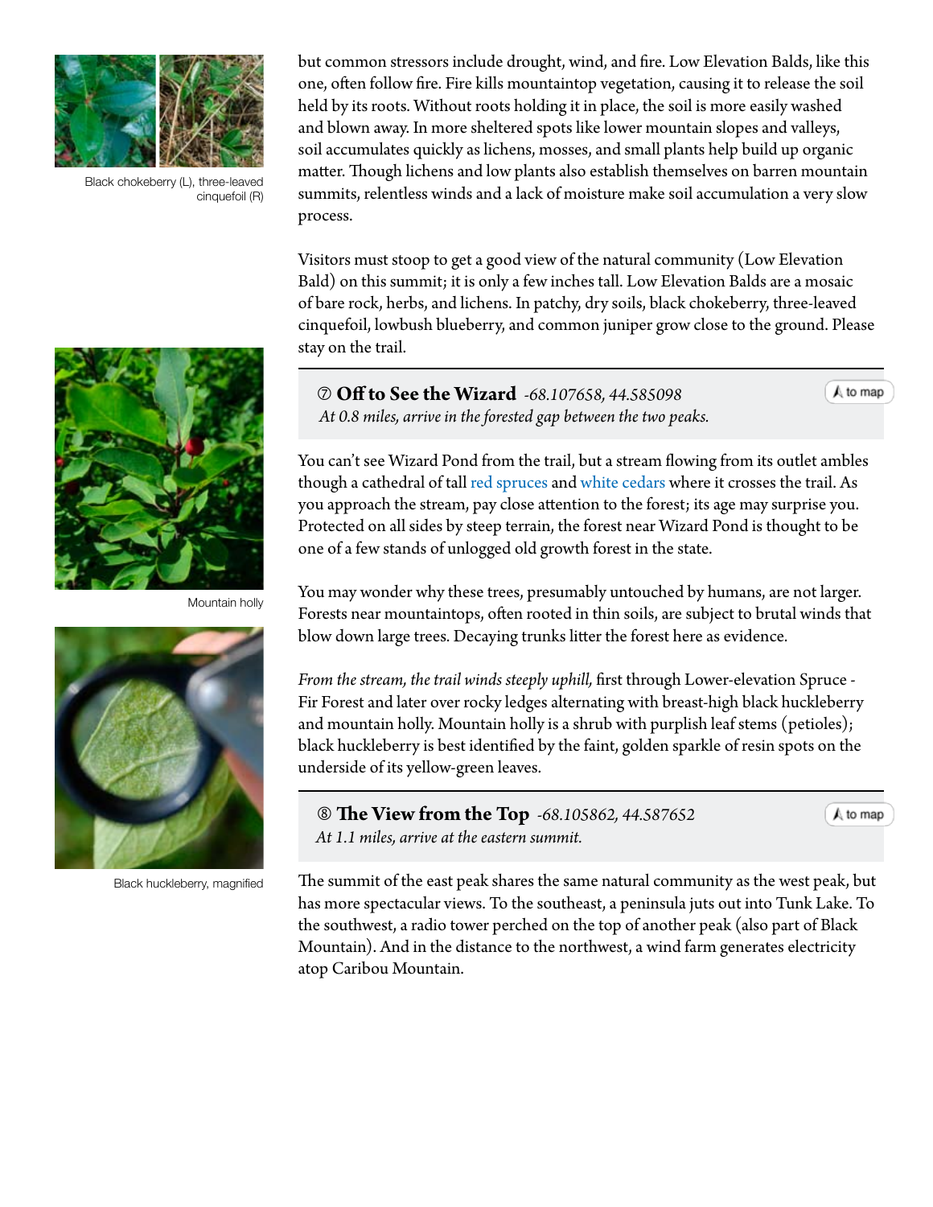Black chokeberry (L), three-leaved cinquefoil (R)

but common stressors include drought, wind, and fire. Low Elevation Balds, like this one, often follow fire. Fire kills mountaintop vegetation, causing it to release the soil held by its roots. Without roots holding it in place, the soil is more easily washed and blown away. In more sheltered spots like lower mountain slopes and valleys, soil accumulates quickly as lichens, mosses, and small plants help build up organic matter. Though lichens and low plants also establish themselves on barren mountain summits, relentless winds and a lack of moisture make soil accumulation a very slow process.

Visitors must stoop to get a good view of the natural community (Low Elevation Bald) on this summit; it is only a few inches tall. Low Elevation Balds are a mosaic of bare rock, herbs, and lichens. In patchy, dry soils, black chokeberry, three-leaved cinquefoil, lowbush blueberry, and common juniper grow close to the ground. Please stay on the trail.

### ⑦ Off to See the Wizard *-68.107658, 44.585098*

*At 0.8 miles, arrive in the forested gap between the two peaks.*

to map

You can't see Wizard Pond from the trail, but a stream flowing from its outlet ambles though a cathedral of tall red spruces and white cedars where it crosses the trail. As you approach the stream, pay close attention to the forest; its age may surprise you. Protected on all sides by steep terrain, the forest near Wizard Pond is thought to be one of a few stands of unlogged old growth forest in the state.

You may wonder why these trees, presumably untouched by humans, are not larger. Forests near mountaintops, often rooted in thin soils, are subject to brutal winds that blow down large trees. Decaying trunks litter the forest here as evidence.

*From the stream, the trail winds steeply uphill,* first through Lower-elevation Spruce - Fir Forest and later over rocky ledges alternating with breast-high black huckleberry and mountain holly. Mountain holly is a shrub with purplish leaf stems (petioles); black huckleberry is best identified by the faint, golden sparkle of resin spots on the underside of its yellow-green leaves.

Mountain holly

Black huckleberry, magnified

### ⑧ The View from the Top *-68.105862, 44.587652*

*At 1.1 miles, arrive at the eastern summit.*

to map

The summit of the east peak shares the same natural community as the west peak, but has more spectacular views. To the southeast, a peninsula juts out into Tunk Lake. To the southwest, a radio tower perched on the top of another peak (also part of Black Mountain). And in the distance to the northwest, a wind farm generates electricity atop Caribou Mountain.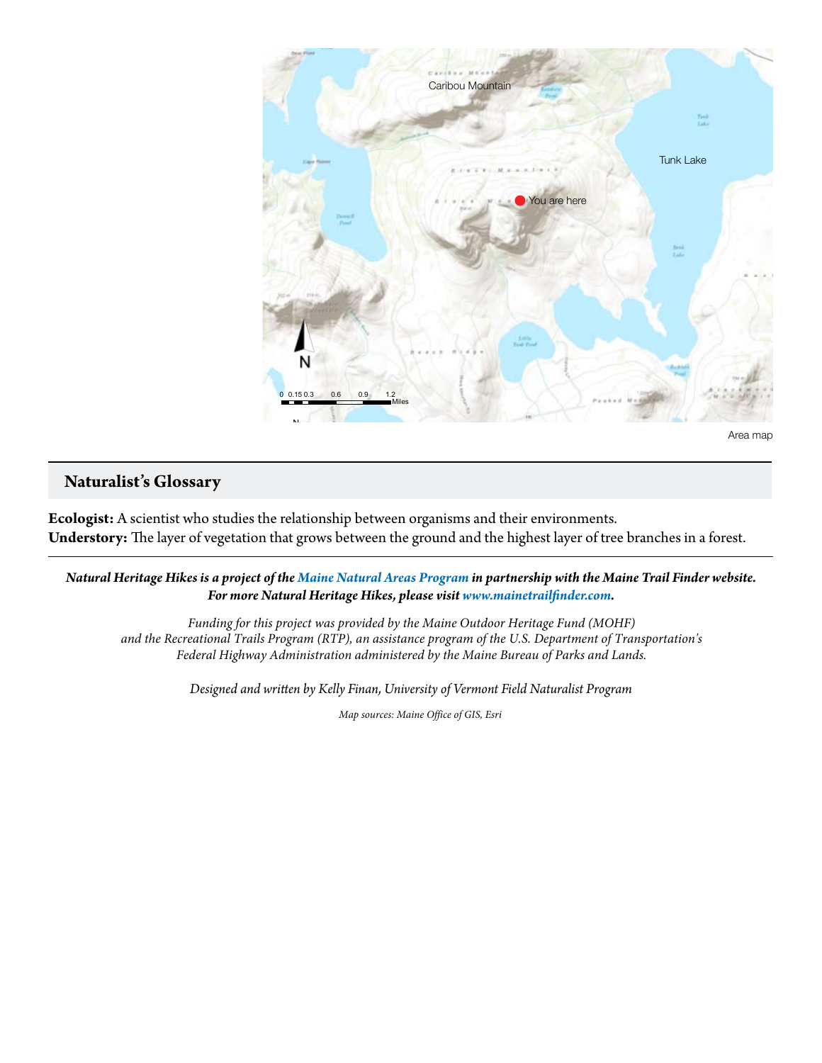Caribou Mountain

Tunk Lake

You are here

N

0 0.15 0.3 0.6 0.9 1.2
Miles

Area map

## Naturalist's Glossary

**Ecologist:** A scientist who studies the relationship between organisms and their environments.
**Understory:** The layer of vegetation that grows between the ground and the highest layer of tree branches in a forest.

***Natural Heritage Hikes is a project of the Maine Natural Areas Program in partnership with the Maine Trail Finder website. For more Natural Heritage Hikes, please visit www.mainetrailfinder.com.***

*Funding for this project was provided by the Maine Outdoor Heritage Fund (MOHF) and the Recreational Trails Program (RTP), an assistance program of the U.S. Department of Transportation's Federal Highway Administration administered by the Maine Bureau of Parks and Lands.*

*Designed and written by Kelly Finan, University of Vermont Field Naturalist Program*

*Map sources: Maine Office of GIS, Esri*